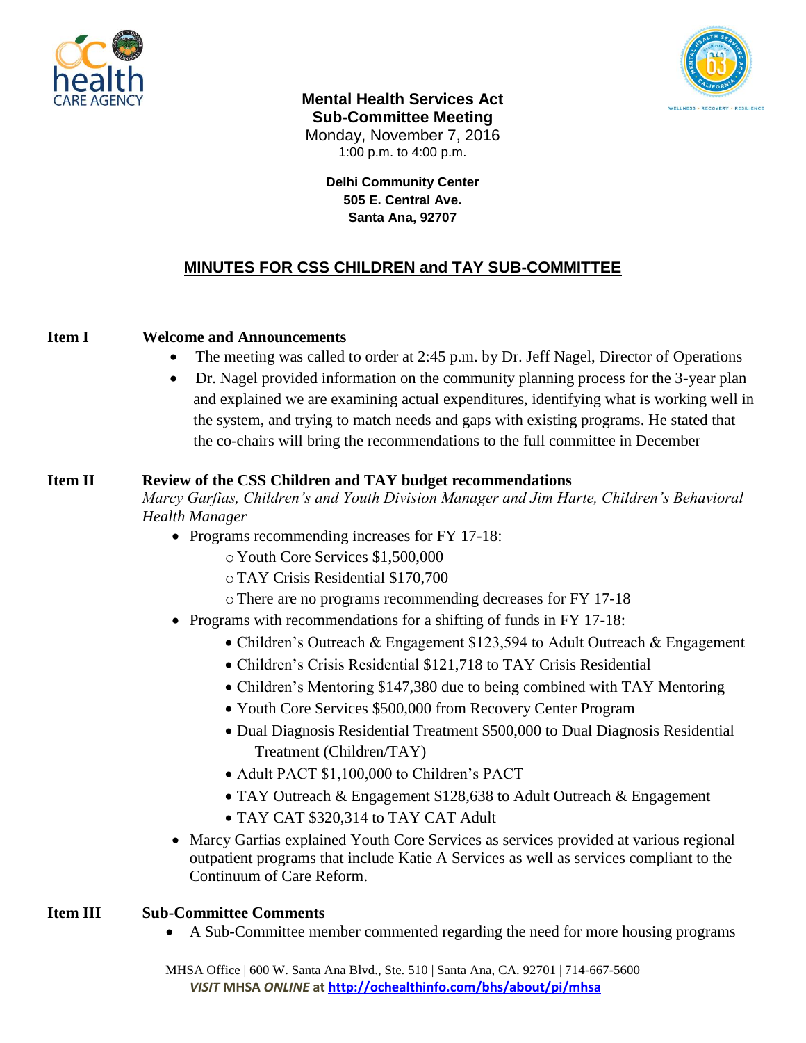**Mental Health Services Act**
**Sub-Committee Meeting**
Monday, November 7, 2016
1:00 p.m. to 4:00 p.m.

**Delhi Community Center**
**505 E. Central Ave.**
**Santa Ana, 92707**

## MINUTES FOR CSS CHILDREN and TAY SUB-COMMITTEE

**Item I Welcome and Announcements**

- The meeting was called to order at 2:45 p.m. by Dr. Jeff Nagel, Director of Operations
- Dr. Nagel provided information on the community planning process for the 3-year plan and explained we are examining actual expenditures, identifying what is working well in the system, and trying to match needs and gaps with existing programs. He stated that the co-chairs will bring the recommendations to the full committee in December

**Item II Review of the CSS Children and TAY budget recommendations**

*Marcy Garfias, Children's and Youth Division Manager and Jim Harte, Children's Behavioral Health Manager*

- Programs recommending increases for FY 17-18:
  - Youth Core Services $1,500,000
  - TAY Crisis Residential $170,700
  - There are no programs recommending decreases for FY 17-18
- Programs with recommendations for a shifting of funds in FY 17-18:
  - Children's Outreach & Engagement $123,594 to Adult Outreach & Engagement
  - Children's Crisis Residential $121,718 to TAY Crisis Residential
  - Children's Mentoring $147,380 due to being combined with TAY Mentoring
  - Youth Core Services $500,000 from Recovery Center Program
  - Dual Diagnosis Residential Treatment $500,000 to Dual Diagnosis Residential Treatment (Children/TAY)
  - Adult PACT $1,100,000 to Children's PACT
  - TAY Outreach & Engagement $128,638 to Adult Outreach & Engagement
  - TAY CAT $320,314 to TAY CAT Adult
- Marcy Garfias explained Youth Core Services as services provided at various regional outpatient programs that include Katie A Services as well as services compliant to the Continuum of Care Reform.

**Item III Sub-Committee Comments**

- A Sub-Committee member commented regarding the need for more housing programs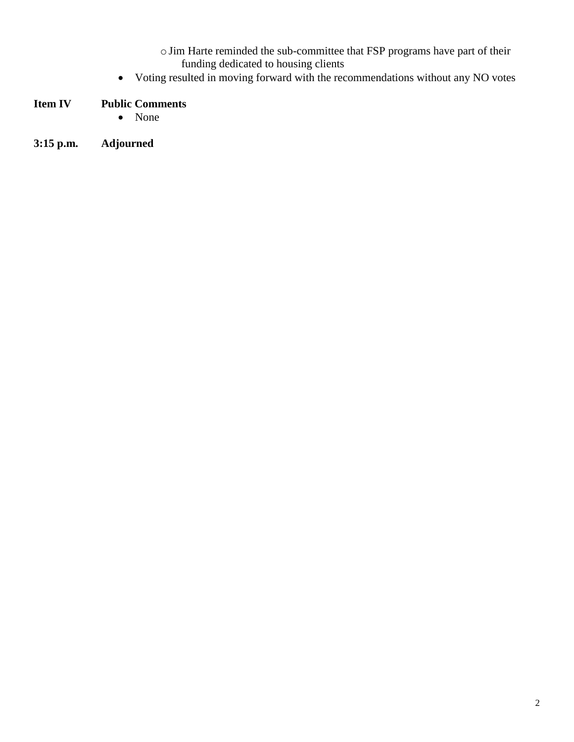- Jim Harte reminded the sub-committee that FSP programs have part of their funding dedicated to housing clients
- Voting resulted in moving forward with the recommendations without any NO votes

**Item IV  Public Comments**

- None

**3:15 p.m.  Adjourned**